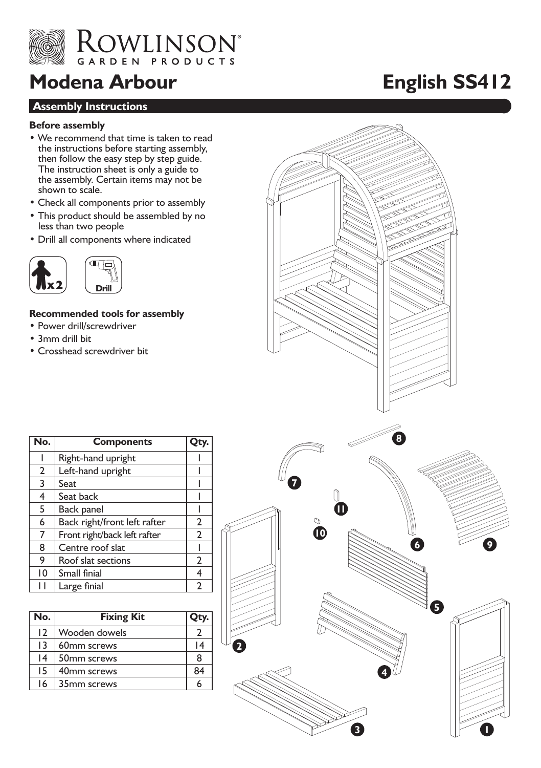# Modena Arbour

**English SS412**

## Assembly Instructions

### Before assembly

- We recommend that time is taken to read the instructions before starting assembly, then follow the easy step by step guide. The instruction sheet is only a guide to the assembly. Certain items may not be shown to scale.
- Check all components prior to assembly
- This product should be assembled by no less than two people
- Drill all components where indicated

x2

Drill

### Recommended tools for assembly

- Power drill/screwdriver
- 3mm drill bit
- Crosshead screwdriver bit

| No. | Components | Qty. |
|---|---|---|
| 1 | Right-hand upright | 1 |
| 2 | Left-hand upright | 1 |
| 3 | Seat | 1 |
| 4 | Seat back | 1 |
| 5 | Back panel | 1 |
| 6 | Back right/front left rafter | 2 |
| 7 | Front right/back left rafter | 2 |
| 8 | Centre roof slat | 1 |
| 9 | Roof slat sections | 2 |
| 10 | Small finial | 4 |
| 11 | Large finial | 2 |

| No. | Fixing Kit | Qty. |
|---|---|---|
| 12 | Wooden dowels | 2 |
| 13 | 60mm screws | 14 |
| 14 | 50mm screws | 8 |
| 15 | 40mm screws | 84 |
| 16 | 35mm screws | 6 |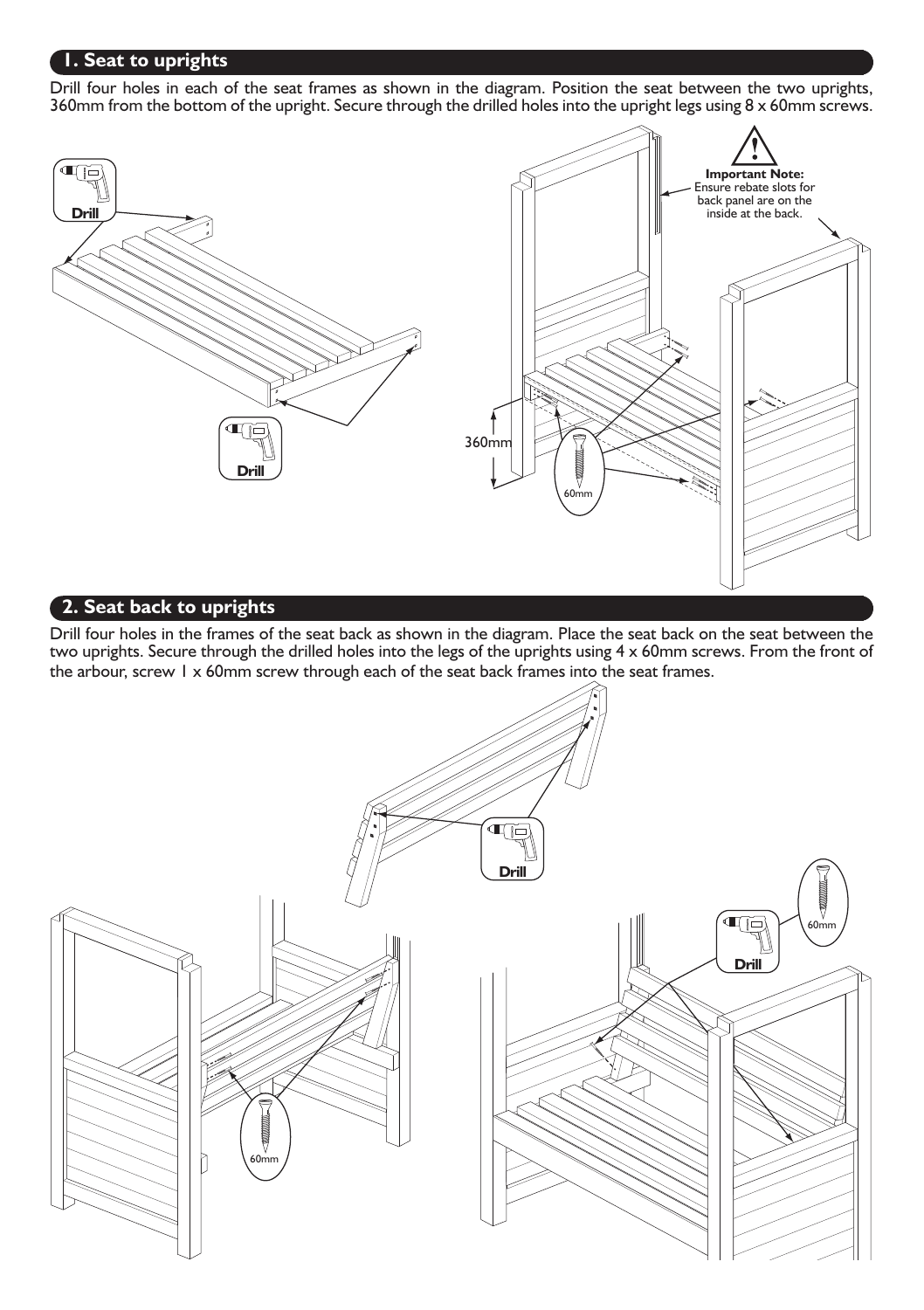## 1. Seat to uprights

Drill four holes in each of the seat frames as shown in the diagram. Position the seat between the two uprights, 360mm from the bottom of the upright. Secure through the drilled holes into the upright legs using 8 x 60mm screws.

Drill

Drill

**Important Note:** Ensure rebate slots for back panel are on the inside at the back.

360mm

60mm

## 2. Seat back to uprights

Drill four holes in the frames of the seat back as shown in the diagram. Place the seat back on the seat between the two uprights. Secure through the drilled holes into the legs of the uprights using 4 x 60mm screws. From the front of the arbour, screw 1 x 60mm screw through each of the seat back frames into the seat frames.

Drill

60mm

Drill

60mm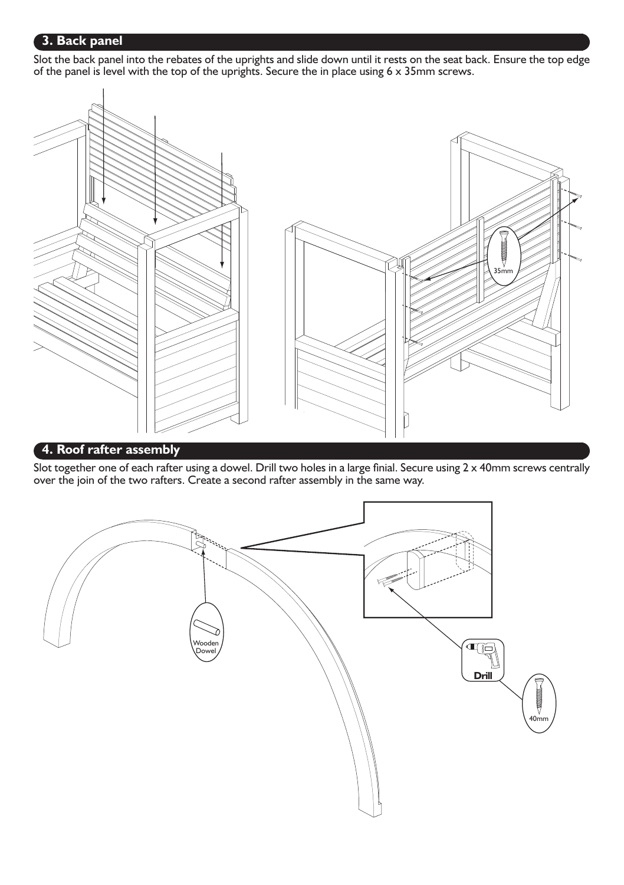## 3. Back panel

Slot the back panel into the rebates of the uprights and slide down until it rests on the seat back. Ensure the top edge of the panel is level with the top of the uprights. Secure the in place using 6 x 35mm screws.

35mm

## 4. Roof rafter assembly

Slot together one of each rafter using a dowel. Drill two holes in a large finial. Secure using 2 x 40mm screws centrally over the join of the two rafters. Create a second rafter assembly in the same way.

Wooden Dowel

Drill

40mm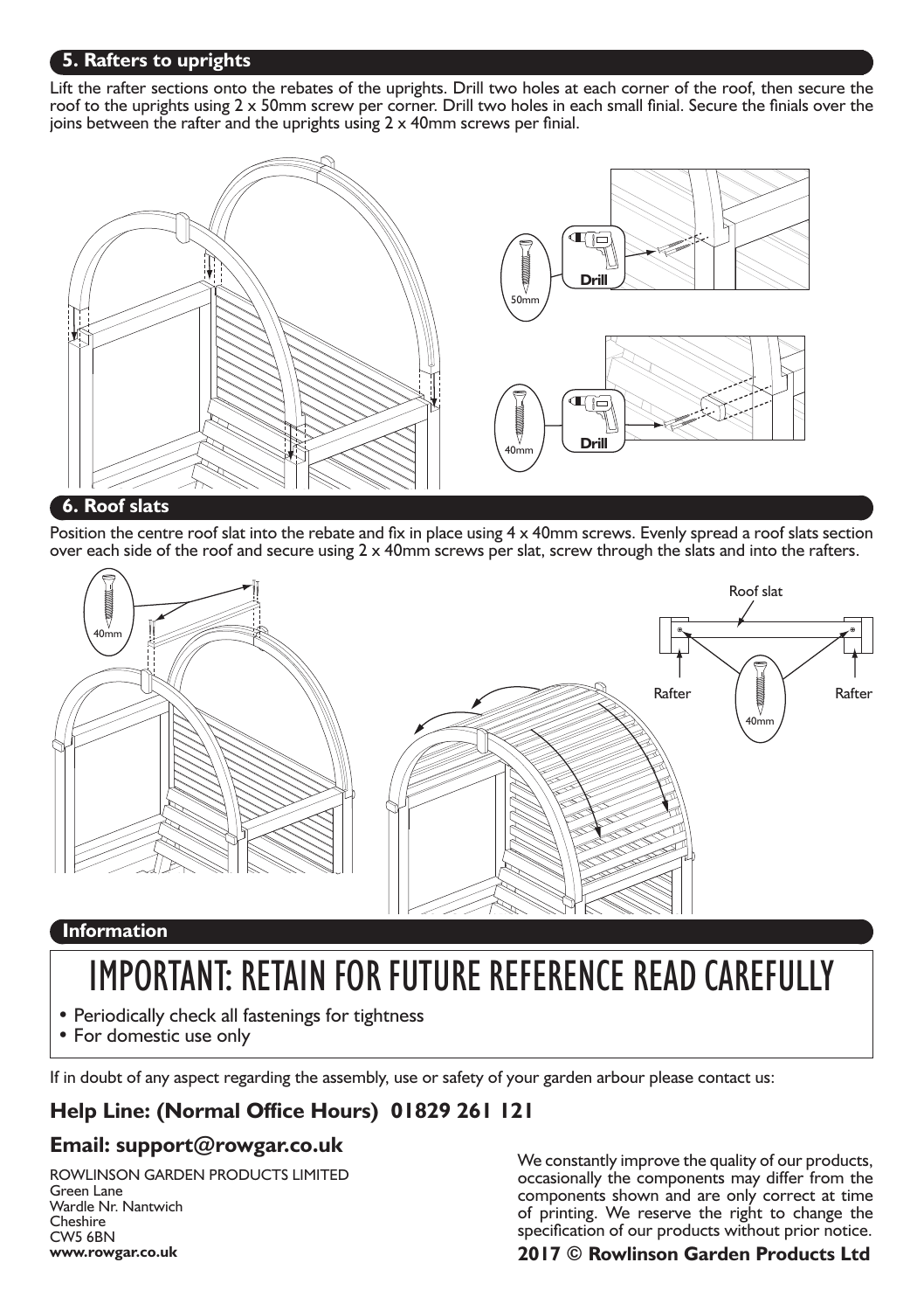## 5. Rafters to uprights

Lift the rafter sections onto the rebates of the uprights. Drill two holes at each corner of the roof, then secure the roof to the uprights using 2 x 50mm screw per corner. Drill two holes in each small finial. Secure the finials over the joins between the rafter and the uprights using 2 x 40mm screws per finial.

50mm

Drill

40mm

Drill

## 6. Roof slats

Position the centre roof slat into the rebate and fix in place using 4 x 40mm screws. Evenly spread a roof slats section over each side of the roof and secure using 2 x 40mm screws per slat, screw through the slats and into the rafters.

40mm

Roof slat

Rafter

Rafter

40mm

## Information

# IMPORTANT: RETAIN FOR FUTURE REFERENCE READ CAREFULLY

- Periodically check all fastenings for tightness
- For domestic use only

If in doubt of any aspect regarding the assembly, use or safety of your garden arbour please contact us:

### Help Line: (Normal Office Hours) 01829 261 121

### Email: support@rowgar.co.uk

ROWLINSON GARDEN PRODUCTS LIMITED
Green Lane
Wardle Nr. Nantwich
Cheshire
CW5 6BN
**www.rowgar.co.uk**

We constantly improve the quality of our products, occasionally the components may differ from the components shown and are only correct at time of printing. We reserve the right to change the specification of our products without prior notice.

**2017 © Rowlinson Garden Products Ltd**